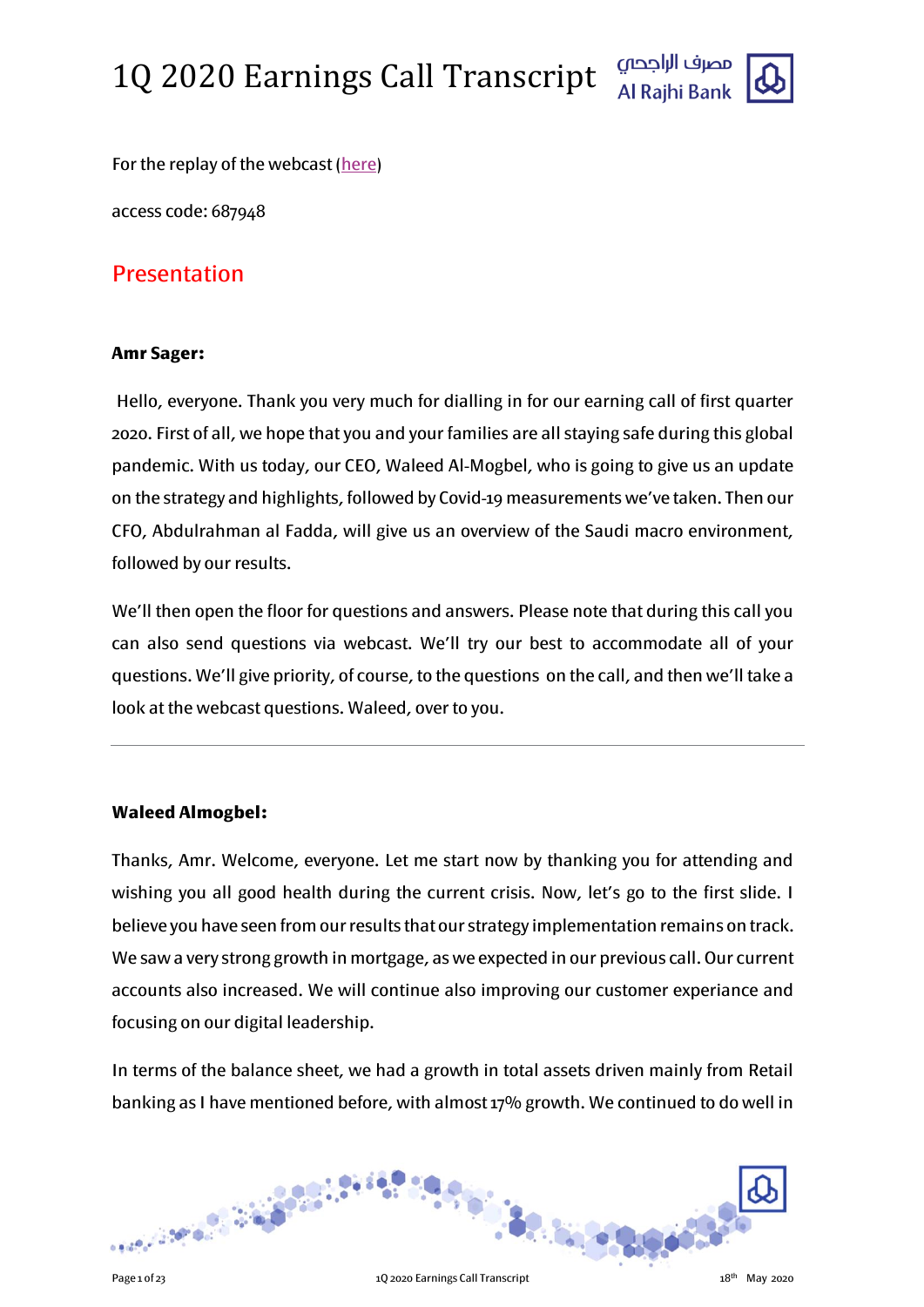# 1Q 2020 Earnings Call Transcript

For the replay of the webcast (here)

access code: 687948

## Presentation

**Amr Sager:**

Hello, everyone. Thank you very much for dialling in for our earning call of first quarter 2020. First of all, we hope that you and your families are all staying safe during this global pandemic. With us today, our CEO, Waleed Al-Mogbel, who is going to give us an update on the strategy and highlights, followed by Covid-19 measurements we've taken. Then our CFO, Abdulrahman al Fadda, will give us an overview of the Saudi macro environment, followed by our results.

We'll then open the floor for questions and answers. Please note that during this call you can also send questions via webcast. We'll try our best to accommodate all of your questions. We'll give priority, of course, to the questions on the call, and then we'll take a look at the webcast questions. Waleed, over to you.

---

**Waleed Almogbel:**

Thanks, Amr. Welcome, everyone. Let me start now by thanking you for attending and wishing you all good health during the current crisis. Now, let's go to the first slide. I believe you have seen from our results that our strategy implementation remains on track. We saw a very strong growth in mortgage, as we expected in our previous call. Our current accounts also increased. We will continue also improving our customer experiance and focusing on our digital leadership.

In terms of the balance sheet, we had a growth in total assets driven mainly from Retail banking as I have mentioned before, with almost 17% growth. We continued to do well in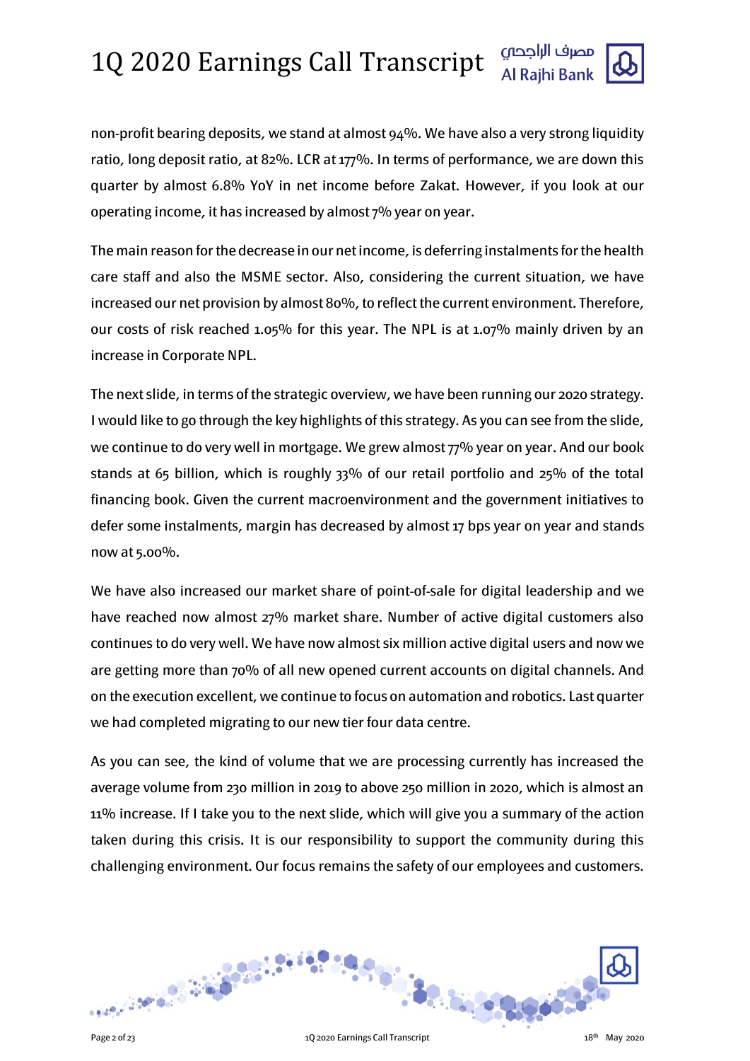non-profit bearing deposits, we stand at almost 94%. We have also a very strong liquidity ratio, long deposit ratio, at 82%. LCR at 177%. In terms of performance, we are down this quarter by almost 6.8% YoY in net income before Zakat. However, if you look at our operating income, it has increased by almost 7% year on year.

The main reason for the decrease in our net income, is deferring instalments for the health care staff and also the MSME sector. Also, considering the current situation, we have increased our net provision by almost 80%, to reflect the current environment. Therefore, our costs of risk reached 1.05% for this year. The NPL is at 1.07% mainly driven by an increase in Corporate NPL.

The next slide, in terms of the strategic overview, we have been running our 2020 strategy. I would like to go through the key highlights of this strategy. As you can see from the slide, we continue to do very well in mortgage. We grew almost 77% year on year. And our book stands at 65 billion, which is roughly 33% of our retail portfolio and 25% of the total financing book. Given the current macroenvironment and the government initiatives to defer some instalments, margin has decreased by almost 17 bps year on year and stands now at 5.00%.

We have also increased our market share of point-of-sale for digital leadership and we have reached now almost 27% market share. Number of active digital customers also continues to do very well. We have now almost six million active digital users and now we are getting more than 70% of all new opened current accounts on digital channels. And on the execution excellent, we continue to focus on automation and robotics. Last quarter we had completed migrating to our new tier four data centre.

As you can see, the kind of volume that we are processing currently has increased the average volume from 230 million in 2019 to above 250 million in 2020, which is almost an 11% increase. If I take you to the next slide, which will give you a summary of the action taken during this crisis. It is our responsibility to support the community during this challenging environment. Our focus remains the safety of our employees and customers.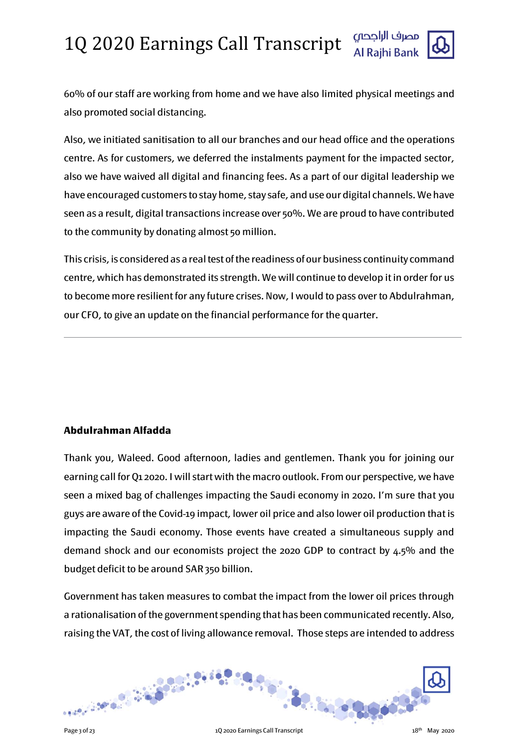60% of our staff are working from home and we have also limited physical meetings and also promoted social distancing.

Also, we initiated sanitisation to all our branches and our head office and the operations centre. As for customers, we deferred the instalments payment for the impacted sector, also we have waived all digital and financing fees. As a part of our digital leadership we have encouraged customers to stay home, stay safe, and use our digital channels. We have seen as a result, digital transactions increase over 50%. We are proud to have contributed to the community by donating almost 50 million.

This crisis, is considered as a real test of the readiness of our business continuity command centre, which has demonstrated its strength. We will continue to develop it in order for us to become more resilient for any future crises. Now, I would to pass over to Abdulrahman, our CFO, to give an update on the financial performance for the quarter.

---

**Abdulrahman Alfadda**

Thank you, Waleed. Good afternoon, ladies and gentlemen. Thank you for joining our earning call for Q1 2020. I will start with the macro outlook. From our perspective, we have seen a mixed bag of challenges impacting the Saudi economy in 2020. I'm sure that you guys are aware of the Covid-19 impact, lower oil price and also lower oil production that is impacting the Saudi economy. Those events have created a simultaneous supply and demand shock and our economists project the 2020 GDP to contract by 4.5% and the budget deficit to be around SAR 350 billion.

Government has taken measures to combat the impact from the lower oil prices through a rationalisation of the government spending that has been communicated recently. Also, raising the VAT, the cost of living allowance removal. Those steps are intended to address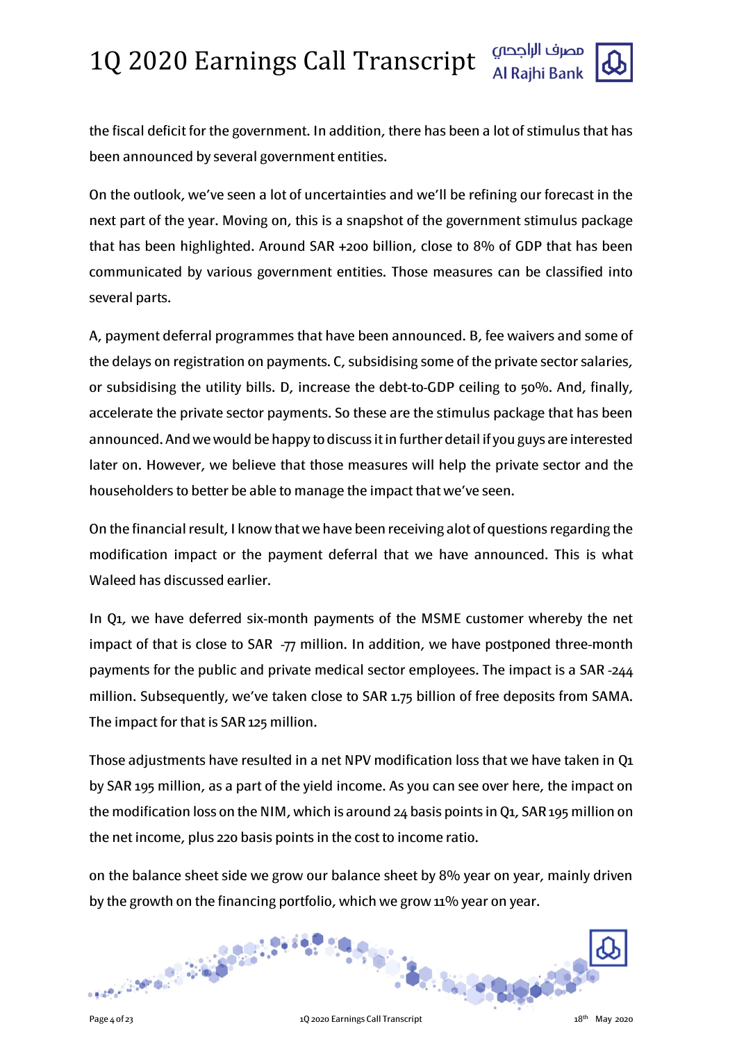the fiscal deficit for the government. In addition, there has been a lot of stimulus that has been announced by several government entities.

On the outlook, we've seen a lot of uncertainties and we'll be refining our forecast in the next part of the year. Moving on, this is a snapshot of the government stimulus package that has been highlighted. Around SAR +200 billion, close to 8% of GDP that has been communicated by various government entities. Those measures can be classified into several parts.

A, payment deferral programmes that have been announced. B, fee waivers and some of the delays on registration on payments. C, subsidising some of the private sector salaries, or subsidising the utility bills. D, increase the debt-to-GDP ceiling to 50%. And, finally, accelerate the private sector payments. So these are the stimulus package that has been announced. And we would be happy to discuss it in further detail if you guys are interested later on. However, we believe that those measures will help the private sector and the householders to better be able to manage the impact that we've seen.

On the financial result, I know that we have been receiving alot of questions regarding the modification impact or the payment deferral that we have announced. This is what Waleed has discussed earlier.

In Q1, we have deferred six-month payments of the MSME customer whereby the net impact of that is close to SAR -77 million. In addition, we have postponed three-month payments for the public and private medical sector employees. The impact is a SAR -244 million. Subsequently, we've taken close to SAR 1.75 billion of free deposits from SAMA. The impact for that is SAR 125 million.

Those adjustments have resulted in a net NPV modification loss that we have taken in Q1 by SAR 195 million, as a part of the yield income. As you can see over here, the impact on the modification loss on the NIM, which is around 24 basis points in Q1, SAR 195 million on the net income, plus 220 basis points in the cost to income ratio.

on the balance sheet side we grow our balance sheet by 8% year on year, mainly driven by the growth on the financing portfolio, which we grow 11% year on year.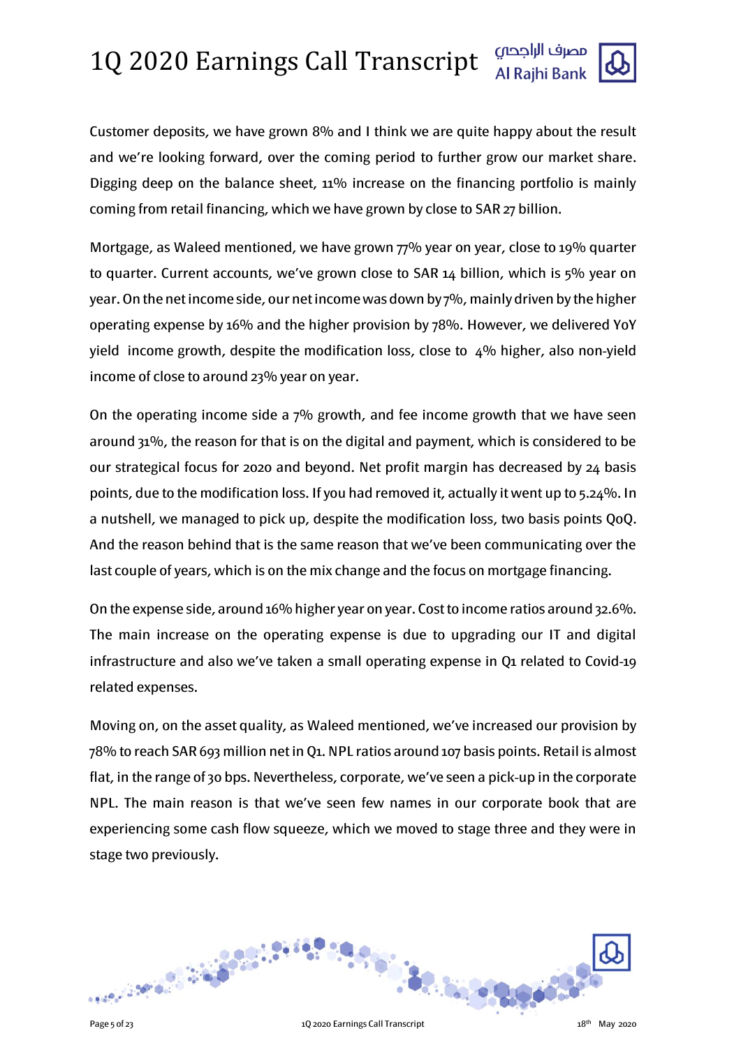Customer deposits, we have grown 8% and I think we are quite happy about the result and we're looking forward, over the coming period to further grow our market share. Digging deep on the balance sheet, 11% increase on the financing portfolio is mainly coming from retail financing, which we have grown by close to SAR 27 billion.

Mortgage, as Waleed mentioned, we have grown 77% year on year, close to 19% quarter to quarter. Current accounts, we've grown close to SAR 14 billion, which is 5% year on year. On the net income side, our net income was down by 7%, mainly driven by the higher operating expense by 16% and the higher provision by 78%. However, we delivered YoY yield income growth, despite the modification loss, close to 4% higher, also non-yield income of close to around 23% year on year.

On the operating income side a 7% growth, and fee income growth that we have seen around 31%, the reason for that is on the digital and payment, which is considered to be our strategical focus for 2020 and beyond. Net profit margin has decreased by 24 basis points, due to the modification loss. If you had removed it, actually it went up to 5.24%. In a nutshell, we managed to pick up, despite the modification loss, two basis points QoQ. And the reason behind that is the same reason that we've been communicating over the last couple of years, which is on the mix change and the focus on mortgage financing.

On the expense side, around 16% higher year on year. Cost to income ratios around 32.6%. The main increase on the operating expense is due to upgrading our IT and digital infrastructure and also we've taken a small operating expense in Q1 related to Covid-19 related expenses.

Moving on, on the asset quality, as Waleed mentioned, we've increased our provision by 78% to reach SAR 693 million net in Q1. NPL ratios around 107 basis points. Retail is almost flat, in the range of 30 bps. Nevertheless, corporate, we've seen a pick-up in the corporate NPL. The main reason is that we've seen few names in our corporate book that are experiencing some cash flow squeeze, which we moved to stage three and they were in stage two previously.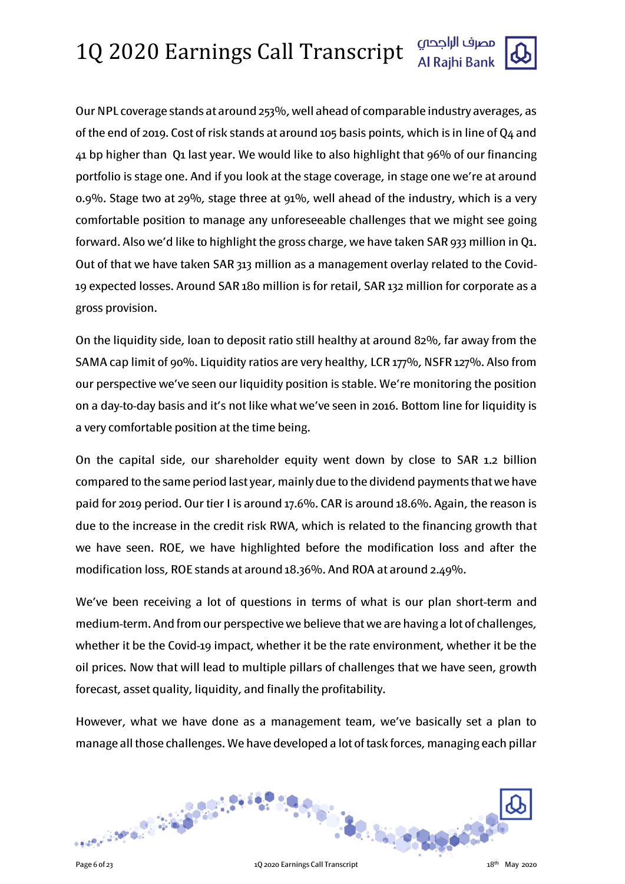Our NPL coverage stands at around 253%, well ahead of comparable industry averages, as of the end of 2019. Cost of risk stands at around 105 basis points, which is in line of Q4 and 41 bp higher than Q1 last year. We would like to also highlight that 96% of our financing portfolio is stage one. And if you look at the stage coverage, in stage one we're at around 0.9%. Stage two at 29%, stage three at 91%, well ahead of the industry, which is a very comfortable position to manage any unforeseeable challenges that we might see going forward. Also we'd like to highlight the gross charge, we have taken SAR 933 million in Q1. Out of that we have taken SAR 313 million as a management overlay related to the Covid-19 expected losses. Around SAR 180 million is for retail, SAR 132 million for corporate as a gross provision.

On the liquidity side, loan to deposit ratio still healthy at around 82%, far away from the SAMA cap limit of 90%. Liquidity ratios are very healthy, LCR 177%, NSFR 127%. Also from our perspective we've seen our liquidity position is stable. We're monitoring the position on a day-to-day basis and it's not like what we've seen in 2016. Bottom line for liquidity is a very comfortable position at the time being.

On the capital side, our shareholder equity went down by close to SAR 1.2 billion compared to the same period last year, mainly due to the dividend payments that we have paid for 2019 period. Our tier I is around 17.6%. CAR is around 18.6%. Again, the reason is due to the increase in the credit risk RWA, which is related to the financing growth that we have seen. ROE, we have highlighted before the modification loss and after the modification loss, ROE stands at around 18.36%. And ROA at around 2.49%.

We've been receiving a lot of questions in terms of what is our plan short-term and medium-term. And from our perspective we believe that we are having a lot of challenges, whether it be the Covid-19 impact, whether it be the rate environment, whether it be the oil prices. Now that will lead to multiple pillars of challenges that we have seen, growth forecast, asset quality, liquidity, and finally the profitability.

However, what we have done as a management team, we've basically set a plan to manage all those challenges. We have developed a lot of task forces, managing each pillar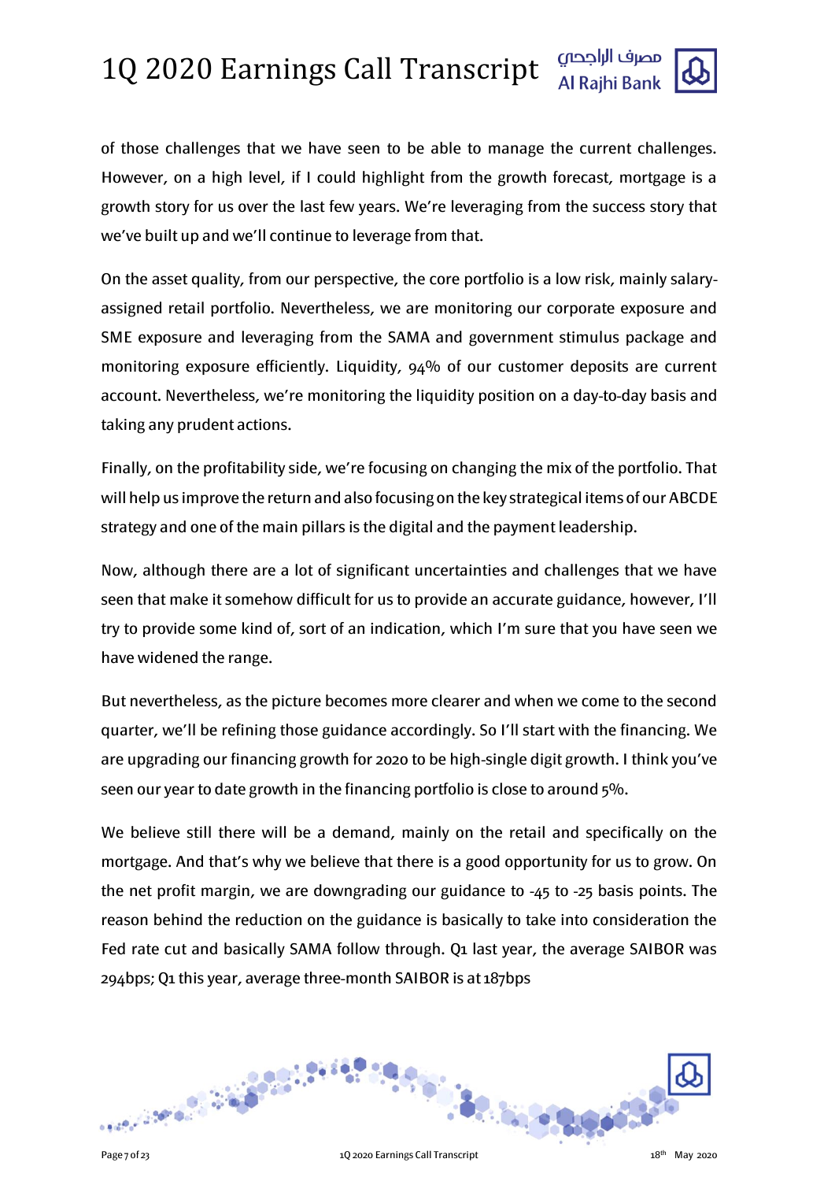of those challenges that we have seen to be able to manage the current challenges. However, on a high level, if I could highlight from the growth forecast, mortgage is a growth story for us over the last few years. We're leveraging from the success story that we've built up and we'll continue to leverage from that.

On the asset quality, from our perspective, the core portfolio is a low risk, mainly salary-assigned retail portfolio. Nevertheless, we are monitoring our corporate exposure and SME exposure and leveraging from the SAMA and government stimulus package and monitoring exposure efficiently. Liquidity, 94% of our customer deposits are current account. Nevertheless, we're monitoring the liquidity position on a day-to-day basis and taking any prudent actions.

Finally, on the profitability side, we're focusing on changing the mix of the portfolio. That will help us improve the return and also focusing on the key strategical items of our ABCDE strategy and one of the main pillars is the digital and the payment leadership.

Now, although there are a lot of significant uncertainties and challenges that we have seen that make it somehow difficult for us to provide an accurate guidance, however, I'll try to provide some kind of, sort of an indication, which I'm sure that you have seen we have widened the range.

But nevertheless, as the picture becomes more clearer and when we come to the second quarter, we'll be refining those guidance accordingly. So I'll start with the financing. We are upgrading our financing growth for 2020 to be high-single digit growth. I think you've seen our year to date growth in the financing portfolio is close to around 5%.

We believe still there will be a demand, mainly on the retail and specifically on the mortgage. And that's why we believe that there is a good opportunity for us to grow. On the net profit margin, we are downgrading our guidance to -45 to -25 basis points. The reason behind the reduction on the guidance is basically to take into consideration the Fed rate cut and basically SAMA follow through. Q1 last year, the average SAIBOR was 294bps; Q1 this year, average three-month SAIBOR is at 187bps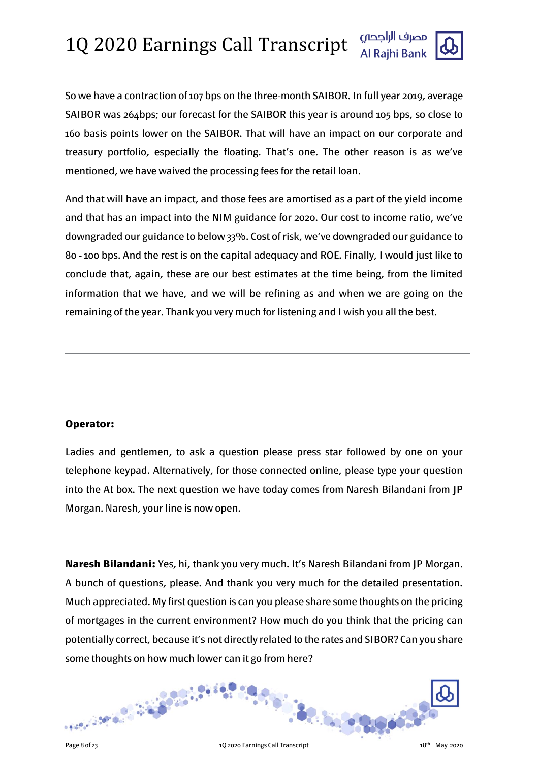So we have a contraction of 107 bps on the three-month SAIBOR. In full year 2019, average SAIBOR was 264bps; our forecast for the SAIBOR this year is around 105 bps, so close to 160 basis points lower on the SAIBOR. That will have an impact on our corporate and treasury portfolio, especially the floating. That's one. The other reason is as we've mentioned, we have waived the processing fees for the retail loan.

And that will have an impact, and those fees are amortised as a part of the yield income and that has an impact into the NIM guidance for 2020. Our cost to income ratio, we've downgraded our guidance to below 33%. Cost of risk, we've downgraded our guidance to 80 - 100 bps. And the rest is on the capital adequacy and ROE. Finally, I would just like to conclude that, again, these are our best estimates at the time being, from the limited information that we have, and we will be refining as and when we are going on the remaining of the year. Thank you very much for listening and I wish you all the best.

---

**Operator:**

Ladies and gentlemen, to ask a question please press star followed by one on your telephone keypad. Alternatively, for those connected online, please type your question into the At box. The next question we have today comes from Naresh Bilandani from JP Morgan. Naresh, your line is now open.

**Naresh Bilandani:** Yes, hi, thank you very much. It's Naresh Bilandani from JP Morgan. A bunch of questions, please. And thank you very much for the detailed presentation. Much appreciated. My first question is can you please share some thoughts on the pricing of mortgages in the current environment? How much do you think that the pricing can potentially correct, because it's not directly related to the rates and SIBOR? Can you share some thoughts on how much lower can it go from here?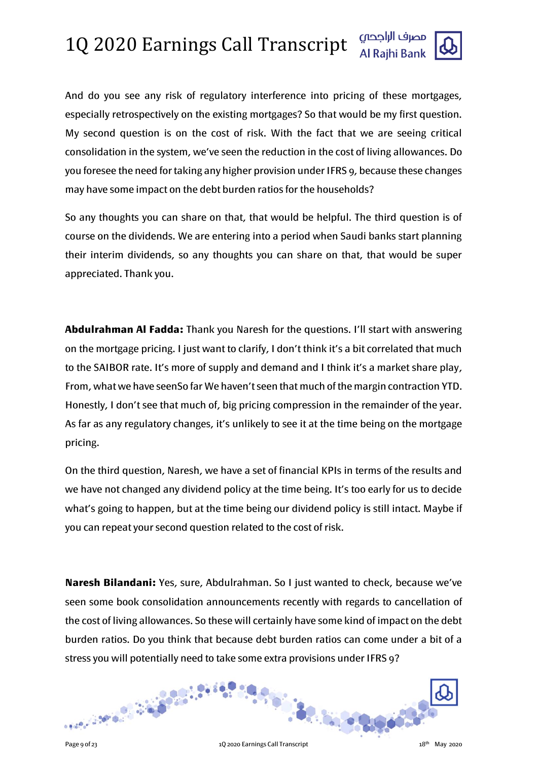And do you see any risk of regulatory interference into pricing of these mortgages, especially retrospectively on the existing mortgages? So that would be my first question. My second question is on the cost of risk. With the fact that we are seeing critical consolidation in the system, we've seen the reduction in the cost of living allowances. Do you foresee the need for taking any higher provision under IFRS 9, because these changes may have some impact on the debt burden ratios for the households?

So any thoughts you can share on that, that would be helpful. The third question is of course on the dividends. We are entering into a period when Saudi banks start planning their interim dividends, so any thoughts you can share on that, that would be super appreciated. Thank you.

**Abdulrahman Al Fadda:** Thank you Naresh for the questions. I'll start with answering on the mortgage pricing. I just want to clarify, I don't think it's a bit correlated that much to the SAIBOR rate. It's more of supply and demand and I think it's a market share play, From, what we have seenSo far We haven't seen that much of the margin contraction YTD. Honestly, I don't see that much of, big pricing compression in the remainder of the year. As far as any regulatory changes, it's unlikely to see it at the time being on the mortgage pricing.

On the third question, Naresh, we have a set of financial KPIs in terms of the results and we have not changed any dividend policy at the time being. It's too early for us to decide what's going to happen, but at the time being our dividend policy is still intact. Maybe if you can repeat your second question related to the cost of risk.

**Naresh Bilandani:** Yes, sure, Abdulrahman. So I just wanted to check, because we've seen some book consolidation announcements recently with regards to cancellation of the cost of living allowances. So these will certainly have some kind of impact on the debt burden ratios. Do you think that because debt burden ratios can come under a bit of a stress you will potentially need to take some extra provisions under IFRS 9?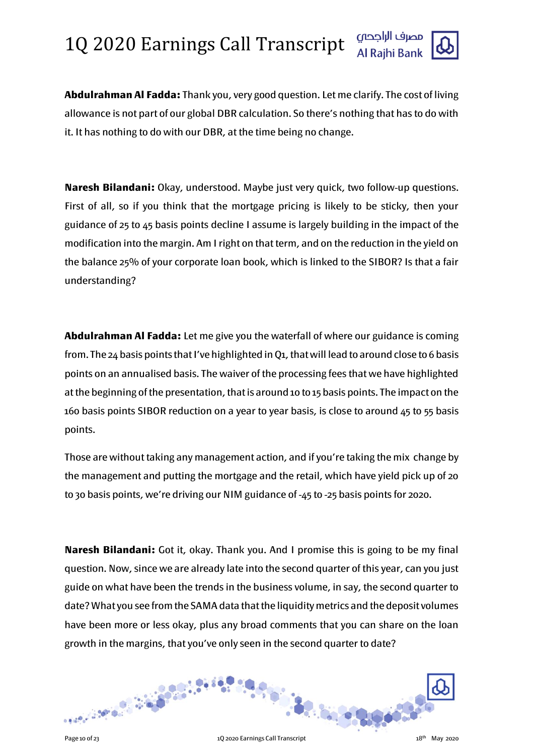**Abdulrahman Al Fadda:** Thank you, very good question. Let me clarify. The cost of living allowance is not part of our global DBR calculation. So there's nothing that has to do with it. It has nothing to do with our DBR, at the time being no change.

**Naresh Bilandani:** Okay, understood. Maybe just very quick, two follow-up questions. First of all, so if you think that the mortgage pricing is likely to be sticky, then your guidance of 25 to 45 basis points decline I assume is largely building in the impact of the modification into the margin. Am I right on that term, and on the reduction in the yield on the balance 25% of your corporate loan book, which is linked to the SIBOR? Is that a fair understanding?

**Abdulrahman Al Fadda:** Let me give you the waterfall of where our guidance is coming from. The 24 basis points that I've highlighted in Q1, that will lead to around close to 6 basis points on an annualised basis. The waiver of the processing fees that we have highlighted at the beginning of the presentation, that is around 10 to 15 basis points. The impact on the 160 basis points SIBOR reduction on a year to year basis, is close to around 45 to 55 basis points.

Those are without taking any management action, and if you're taking the mix change by the management and putting the mortgage and the retail, which have yield pick up of 20 to 30 basis points, we're driving our NIM guidance of -45 to -25 basis points for 2020.

**Naresh Bilandani:** Got it, okay. Thank you. And I promise this is going to be my final question. Now, since we are already late into the second quarter of this year, can you just guide on what have been the trends in the business volume, in say, the second quarter to date? What you see from the SAMA data that the liquidity metrics and the deposit volumes have been more or less okay, plus any broad comments that you can share on the loan growth in the margins, that you've only seen in the second quarter to date?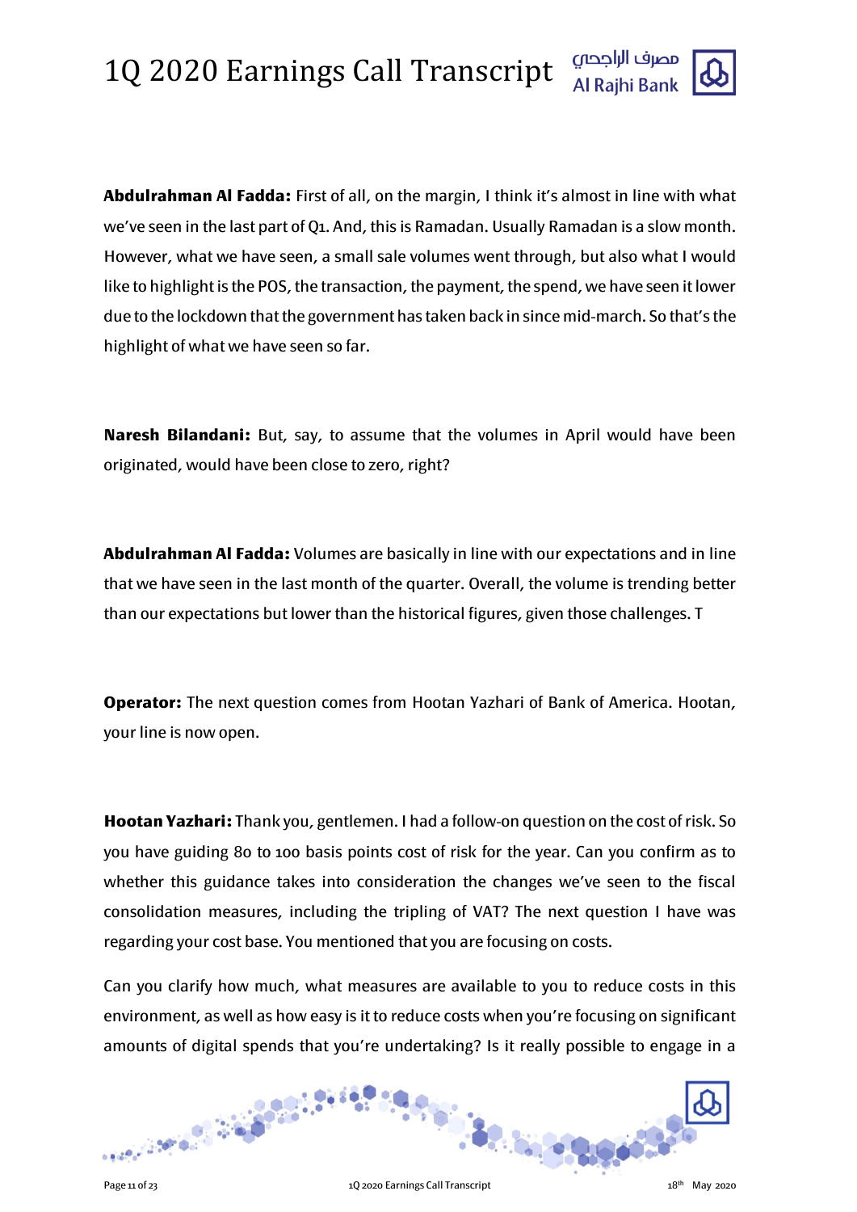**Abdulrahman Al Fadda:** First of all, on the margin, I think it's almost in line with what we've seen in the last part of Q1. And, this is Ramadan. Usually Ramadan is a slow month. However, what we have seen, a small sale volumes went through, but also what I would like to highlight is the POS, the transaction, the payment, the spend, we have seen it lower due to the lockdown that the government has taken back in since mid-march. So that's the highlight of what we have seen so far.

**Naresh Bilandani:** But, say, to assume that the volumes in April would have been originated, would have been close to zero, right?

**Abdulrahman Al Fadda:** Volumes are basically in line with our expectations and in line that we have seen in the last month of the quarter. Overall, the volume is trending better than our expectations but lower than the historical figures, given those challenges. T

**Operator:** The next question comes from Hootan Yazhari of Bank of America. Hootan, your line is now open.

**Hootan Yazhari:** Thank you, gentlemen. I had a follow-on question on the cost of risk. So you have guiding 80 to 100 basis points cost of risk for the year. Can you confirm as to whether this guidance takes into consideration the changes we've seen to the fiscal consolidation measures, including the tripling of VAT? The next question I have was regarding your cost base. You mentioned that you are focusing on costs.

Can you clarify how much, what measures are available to you to reduce costs in this environment, as well as how easy is it to reduce costs when you're focusing on significant amounts of digital spends that you're undertaking? Is it really possible to engage in a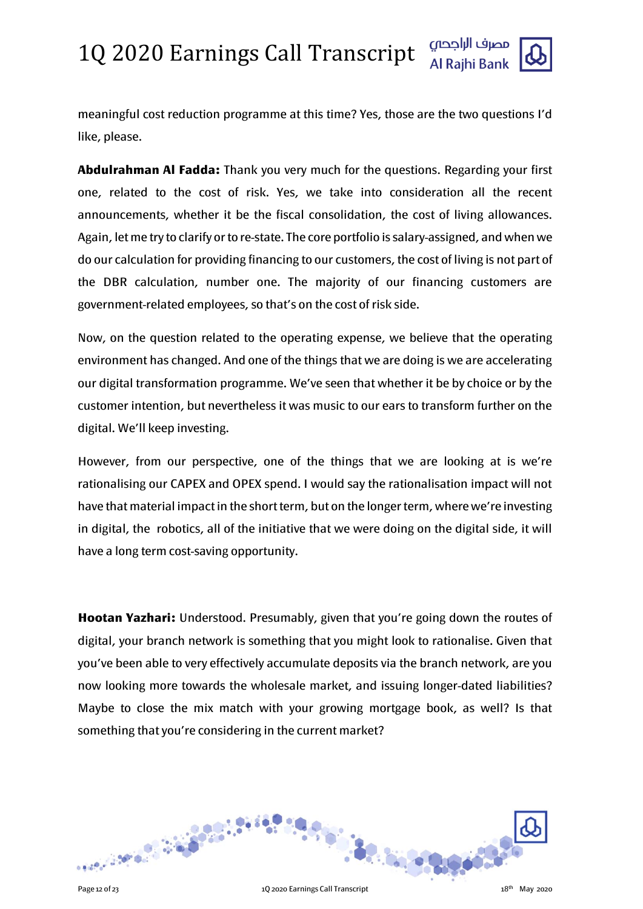meaningful cost reduction programme at this time? Yes, those are the two questions I'd like, please.

**Abdulrahman Al Fadda:** Thank you very much for the questions. Regarding your first one, related to the cost of risk. Yes, we take into consideration all the recent announcements, whether it be the fiscal consolidation, the cost of living allowances. Again, let me try to clarify or to re-state. The core portfolio is salary-assigned, and when we do our calculation for providing financing to our customers, the cost of living is not part of the DBR calculation, number one. The majority of our financing customers are government-related employees, so that's on the cost of risk side.

Now, on the question related to the operating expense, we believe that the operating environment has changed. And one of the things that we are doing is we are accelerating our digital transformation programme. We've seen that whether it be by choice or by the customer intention, but nevertheless it was music to our ears to transform further on the digital. We'll keep investing.

However, from our perspective, one of the things that we are looking at is we're rationalising our CAPEX and OPEX spend. I would say the rationalisation impact will not have that material impact in the short term, but on the longer term, where we're investing in digital, the robotics, all of the initiative that we were doing on the digital side, it will have a long term cost-saving opportunity.

**Hootan Yazhari:** Understood. Presumably, given that you're going down the routes of digital, your branch network is something that you might look to rationalise. Given that you've been able to very effectively accumulate deposits via the branch network, are you now looking more towards the wholesale market, and issuing longer-dated liabilities? Maybe to close the mix match with your growing mortgage book, as well? Is that something that you're considering in the current market?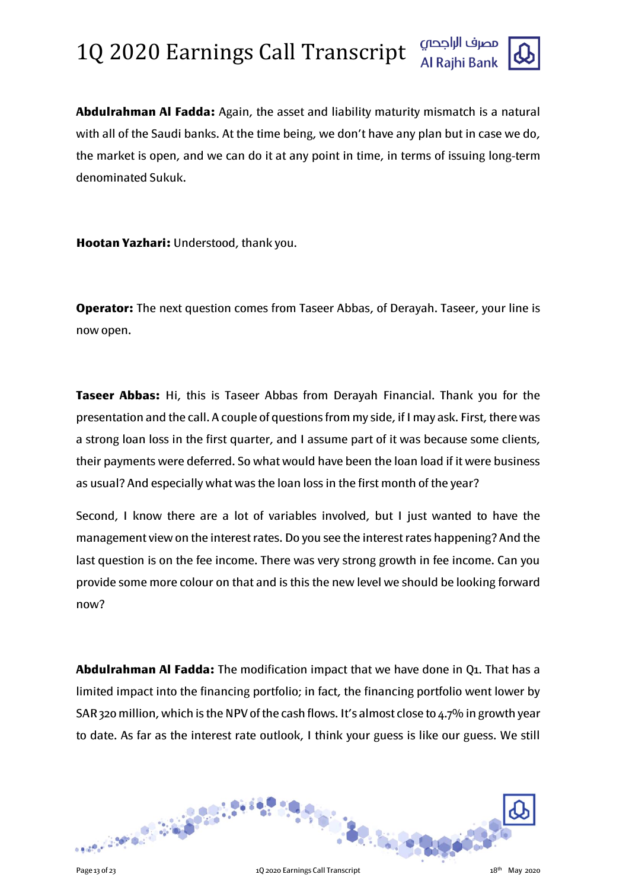**Abdulrahman Al Fadda:** Again, the asset and liability maturity mismatch is a natural with all of the Saudi banks. At the time being, we don't have any plan but in case we do, the market is open, and we can do it at any point in time, in terms of issuing long-term denominated Sukuk.

**Hootan Yazhari:** Understood, thank you.

**Operator:** The next question comes from Taseer Abbas, of Derayah. Taseer, your line is now open.

**Taseer Abbas:** Hi, this is Taseer Abbas from Derayah Financial. Thank you for the presentation and the call. A couple of questions from my side, if I may ask. First, there was a strong loan loss in the first quarter, and I assume part of it was because some clients, their payments were deferred. So what would have been the loan load if it were business as usual? And especially what was the loan loss in the first month of the year?

Second, I know there are a lot of variables involved, but I just wanted to have the management view on the interest rates. Do you see the interest rates happening? And the last question is on the fee income. There was very strong growth in fee income. Can you provide some more colour on that and is this the new level we should be looking forward now?

**Abdulrahman Al Fadda:** The modification impact that we have done in Q1. That has a limited impact into the financing portfolio; in fact, the financing portfolio went lower by SAR 320 million, which is the NPV of the cash flows. It's almost close to 4.7% in growth year to date. As far as the interest rate outlook, I think your guess is like our guess. We still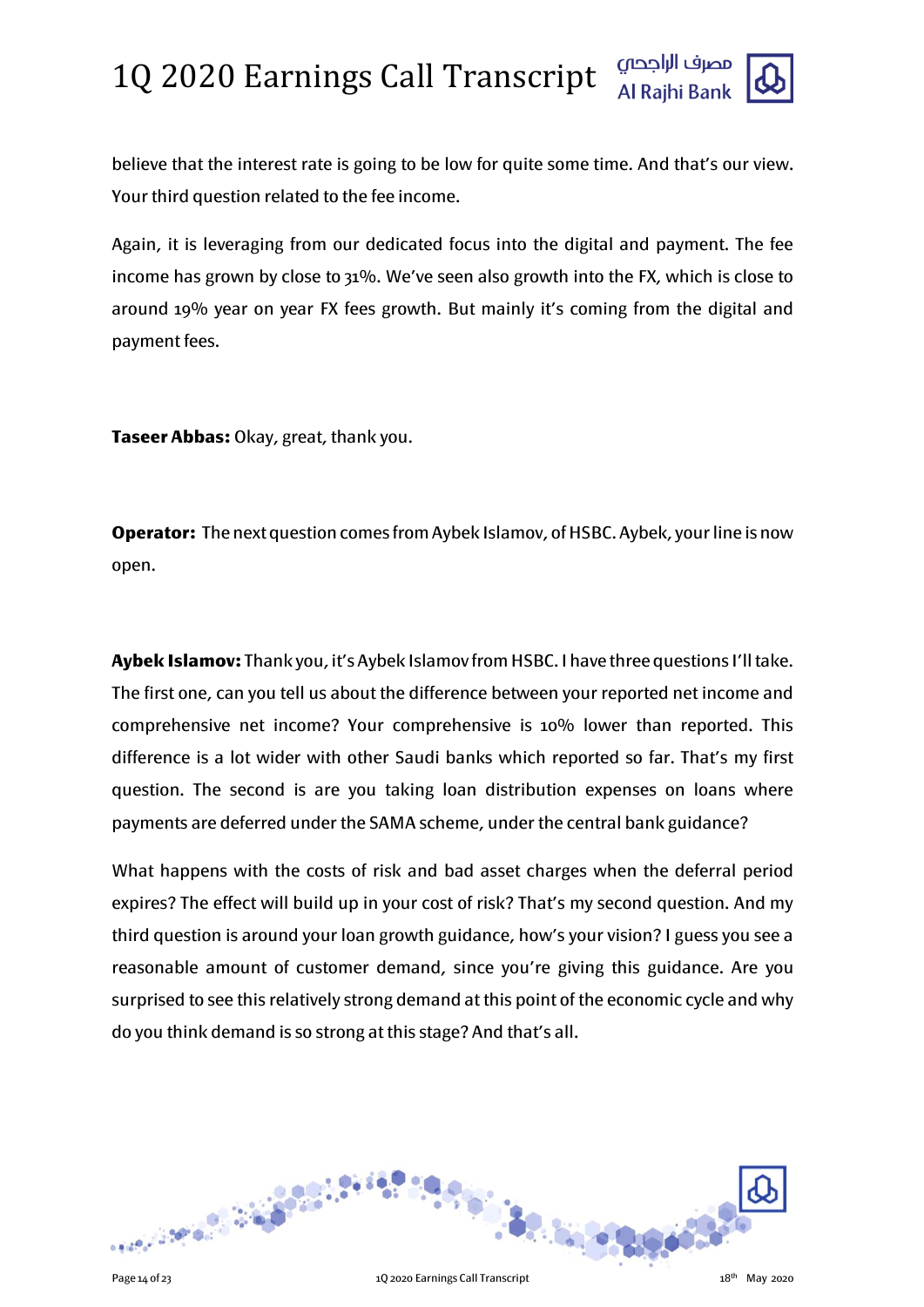believe that the interest rate is going to be low for quite some time. And that's our view. Your third question related to the fee income.

Again, it is leveraging from our dedicated focus into the digital and payment. The fee income has grown by close to 31%. We've seen also growth into the FX, which is close to around 19% year on year FX fees growth. But mainly it's coming from the digital and payment fees.

**Taseer Abbas:** Okay, great, thank you.

**Operator:** The next question comes from Aybek Islamov, of HSBC. Aybek, your line is now open.

**Aybek Islamov:** Thank you, it's Aybek Islamov from HSBC. I have three questions I'll take. The first one, can you tell us about the difference between your reported net income and comprehensive net income? Your comprehensive is 10% lower than reported. This difference is a lot wider with other Saudi banks which reported so far. That's my first question. The second is are you taking loan distribution expenses on loans where payments are deferred under the SAMA scheme, under the central bank guidance?

What happens with the costs of risk and bad asset charges when the deferral period expires? The effect will build up in your cost of risk? That's my second question. And my third question is around your loan growth guidance, how's your vision? I guess you see a reasonable amount of customer demand, since you're giving this guidance. Are you surprised to see this relatively strong demand at this point of the economic cycle and why do you think demand is so strong at this stage? And that's all.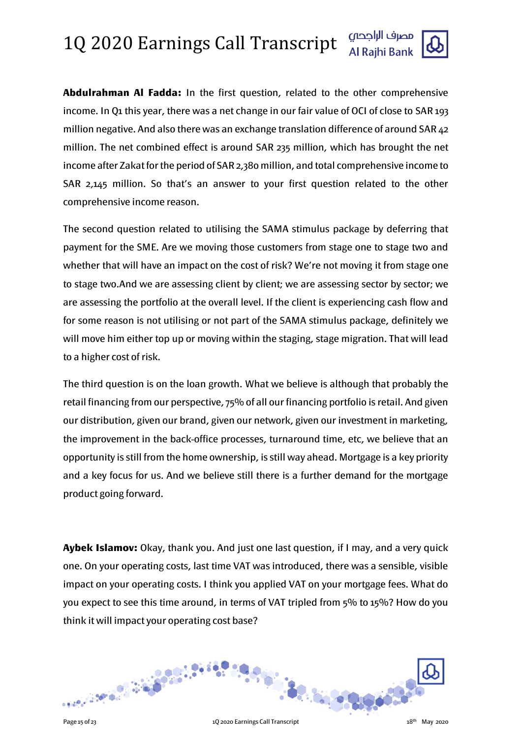**Abdulrahman Al Fadda:** In the first question, related to the other comprehensive income. In Q1 this year, there was a net change in our fair value of OCI of close to SAR 193 million negative. And also there was an exchange translation difference of around SAR 42 million. The net combined effect is around SAR 235 million, which has brought the net income after Zakat for the period of SAR 2,380 million, and total comprehensive income to SAR 2,145 million. So that's an answer to your first question related to the other comprehensive income reason.

The second question related to utilising the SAMA stimulus package by deferring that payment for the SME. Are we moving those customers from stage one to stage two and whether that will have an impact on the cost of risk? We're not moving it from stage one to stage two.And we are assessing client by client; we are assessing sector by sector; we are assessing the portfolio at the overall level. If the client is experiencing cash flow and for some reason is not utilising or not part of the SAMA stimulus package, definitely we will move him either top up or moving within the staging, stage migration. That will lead to a higher cost of risk.

The third question is on the loan growth. What we believe is although that probably the retail financing from our perspective, 75% of all our financing portfolio is retail. And given our distribution, given our brand, given our network, given our investment in marketing, the improvement in the back-office processes, turnaround time, etc, we believe that an opportunity is still from the home ownership, is still way ahead. Mortgage is a key priority and a key focus for us. And we believe still there is a further demand for the mortgage product going forward.

**Aybek Islamov:** Okay, thank you. And just one last question, if I may, and a very quick one. On your operating costs, last time VAT was introduced, there was a sensible, visible impact on your operating costs. I think you applied VAT on your mortgage fees. What do you expect to see this time around, in terms of VAT tripled from 5% to 15%? How do you think it will impact your operating cost base?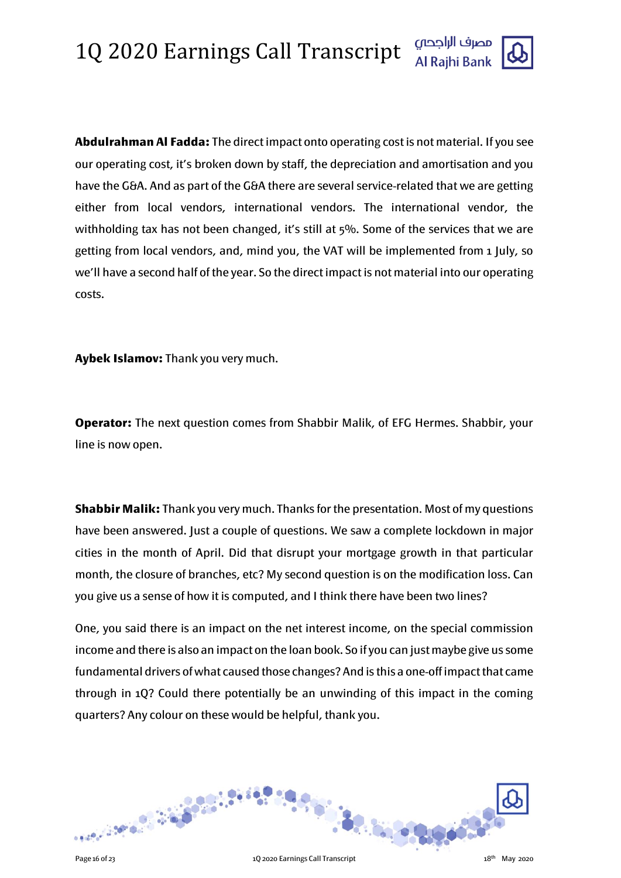**Abdulrahman Al Fadda:** The direct impact onto operating cost is not material. If you see our operating cost, it's broken down by staff, the depreciation and amortisation and you have the G&A. And as part of the G&A there are several service-related that we are getting either from local vendors, international vendors. The international vendor, the withholding tax has not been changed, it's still at 5%. Some of the services that we are getting from local vendors, and, mind you, the VAT will be implemented from 1 July, so we'll have a second half of the year. So the direct impact is not material into our operating costs.

**Aybek Islamov:** Thank you very much.

**Operator:** The next question comes from Shabbir Malik, of EFG Hermes. Shabbir, your line is now open.

**Shabbir Malik:** Thank you very much. Thanks for the presentation. Most of my questions have been answered. Just a couple of questions. We saw a complete lockdown in major cities in the month of April. Did that disrupt your mortgage growth in that particular month, the closure of branches, etc? My second question is on the modification loss. Can you give us a sense of how it is computed, and I think there have been two lines?

One, you said there is an impact on the net interest income, on the special commission income and there is also an impact on the loan book. So if you can just maybe give us some fundamental drivers of what caused those changes? And is this a one-off impact that came through in 1Q? Could there potentially be an unwinding of this impact in the coming quarters? Any colour on these would be helpful, thank you.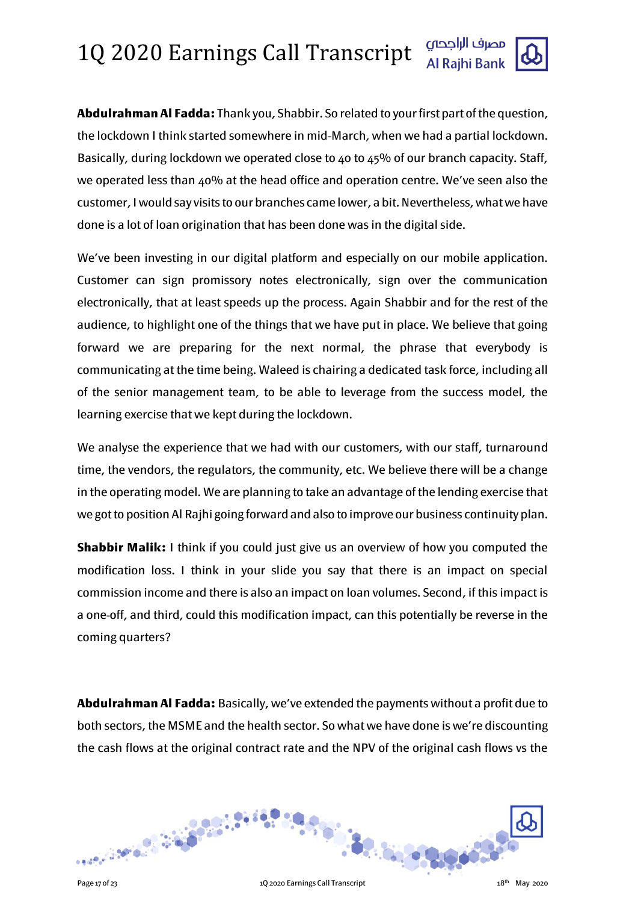**Abdulrahman Al Fadda:** Thank you, Shabbir. So related to your first part of the question, the lockdown I think started somewhere in mid-March, when we had a partial lockdown. Basically, during lockdown we operated close to 40 to 45% of our branch capacity. Staff, we operated less than 40% at the head office and operation centre. We've seen also the customer, I would say visits to our branches came lower, a bit. Nevertheless, what we have done is a lot of loan origination that has been done was in the digital side.

We've been investing in our digital platform and especially on our mobile application. Customer can sign promissory notes electronically, sign over the communication electronically, that at least speeds up the process. Again Shabbir and for the rest of the audience, to highlight one of the things that we have put in place. We believe that going forward we are preparing for the next normal, the phrase that everybody is communicating at the time being. Waleed is chairing a dedicated task force, including all of the senior management team, to be able to leverage from the success model, the learning exercise that we kept during the lockdown.

We analyse the experience that we had with our customers, with our staff, turnaround time, the vendors, the regulators, the community, etc. We believe there will be a change in the operating model. We are planning to take an advantage of the lending exercise that we got to position Al Rajhi going forward and also to improve our business continuity plan.

**Shabbir Malik:** I think if you could just give us an overview of how you computed the modification loss. I think in your slide you say that there is an impact on special commission income and there is also an impact on loan volumes. Second, if this impact is a one-off, and third, could this modification impact, can this potentially be reverse in the coming quarters?

**Abdulrahman Al Fadda:** Basically, we've extended the payments without a profit due to both sectors, the MSME and the health sector. So what we have done is we're discounting the cash flows at the original contract rate and the NPV of the original cash flows vs the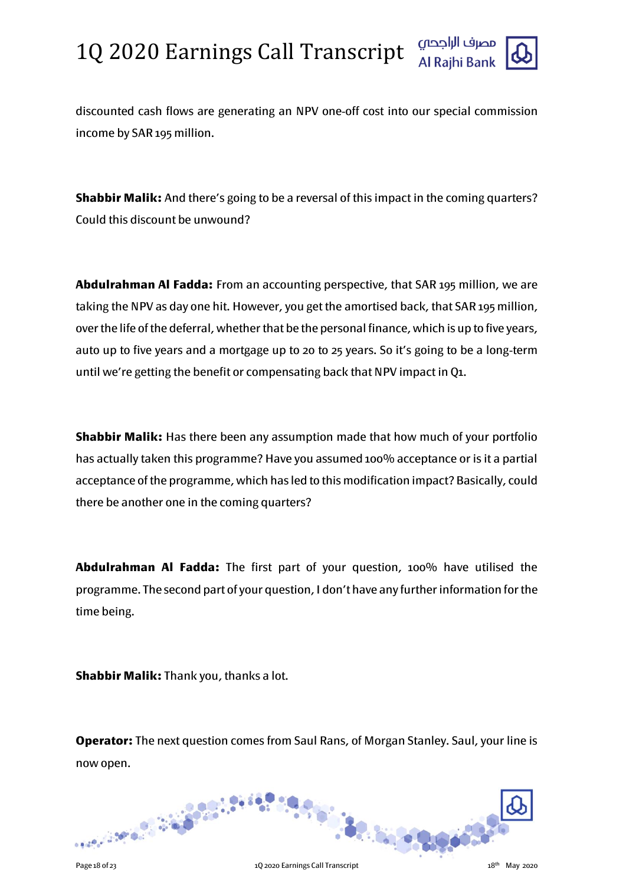discounted cash flows are generating an NPV one-off cost into our special commission income by SAR 195 million.

**Shabbir Malik:** And there's going to be a reversal of this impact in the coming quarters? Could this discount be unwound?

**Abdulrahman Al Fadda:** From an accounting perspective, that SAR 195 million, we are taking the NPV as day one hit. However, you get the amortised back, that SAR 195 million, over the life of the deferral, whether that be the personal finance, which is up to five years, auto up to five years and a mortgage up to 20 to 25 years. So it's going to be a long-term until we're getting the benefit or compensating back that NPV impact in Q1.

**Shabbir Malik:** Has there been any assumption made that how much of your portfolio has actually taken this programme? Have you assumed 100% acceptance or is it a partial acceptance of the programme, which has led to this modification impact? Basically, could there be another one in the coming quarters?

**Abdulrahman Al Fadda:** The first part of your question, 100% have utilised the programme. The second part of your question, I don't have any further information for the time being.

**Shabbir Malik:** Thank you, thanks a lot.

**Operator:** The next question comes from Saul Rans, of Morgan Stanley. Saul, your line is now open.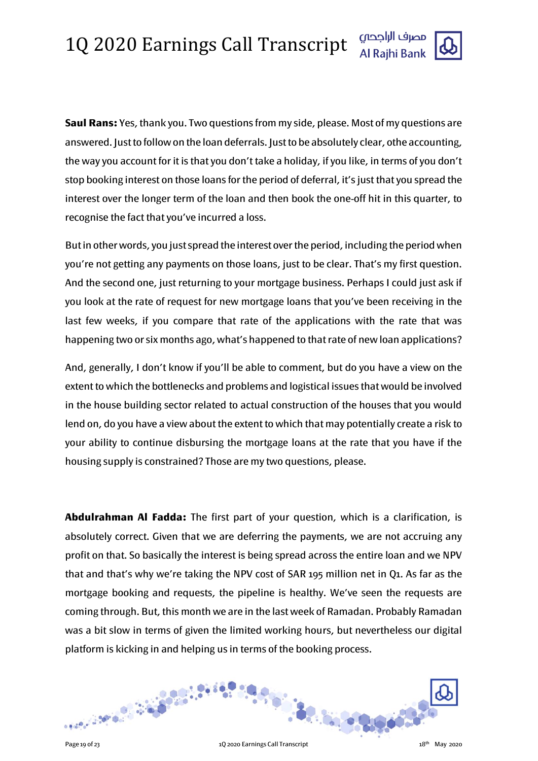**Saul Rans:** Yes, thank you. Two questions from my side, please. Most of my questions are answered. Just to follow on the loan deferrals. Just to be absolutely clear, othe accounting, the way you account for it is that you don't take a holiday, if you like, in terms of you don't stop booking interest on those loans for the period of deferral, it's just that you spread the interest over the longer term of the loan and then book the one-off hit in this quarter, to recognise the fact that you've incurred a loss.

But in other words, you just spread the interest over the period, including the period when you're not getting any payments on those loans, just to be clear. That's my first question. And the second one, just returning to your mortgage business. Perhaps I could just ask if you look at the rate of request for new mortgage loans that you've been receiving in the last few weeks, if you compare that rate of the applications with the rate that was happening two or six months ago, what's happened to that rate of new loan applications?

And, generally, I don't know if you'll be able to comment, but do you have a view on the extent to which the bottlenecks and problems and logistical issues that would be involved in the house building sector related to actual construction of the houses that you would lend on, do you have a view about the extent to which that may potentially create a risk to your ability to continue disbursing the mortgage loans at the rate that you have if the housing supply is constrained? Those are my two questions, please.

**Abdulrahman Al Fadda:** The first part of your question, which is a clarification, is absolutely correct. Given that we are deferring the payments, we are not accruing any profit on that. So basically the interest is being spread across the entire loan and we NPV that and that's why we're taking the NPV cost of SAR 195 million net in Q1. As far as the mortgage booking and requests, the pipeline is healthy. We've seen the requests are coming through. But, this month we are in the last week of Ramadan. Probably Ramadan was a bit slow in terms of given the limited working hours, but nevertheless our digital platform is kicking in and helping us in terms of the booking process.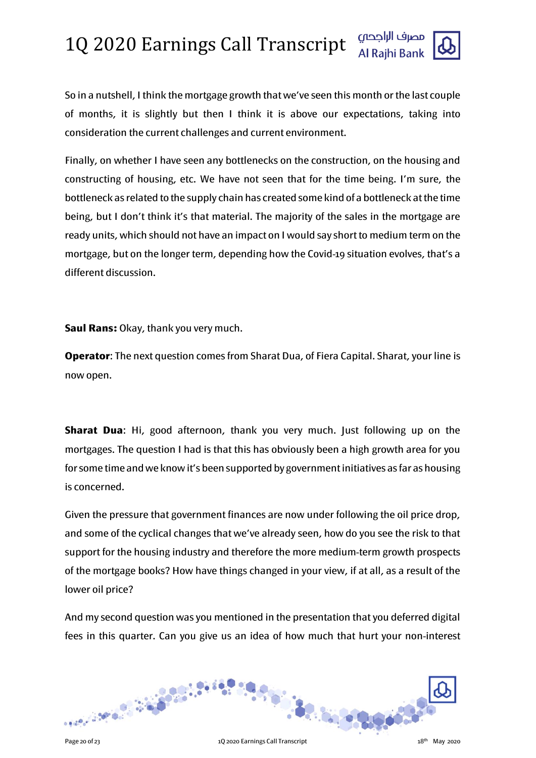So in a nutshell, I think the mortgage growth that we've seen this month or the last couple of months, it is slightly but then I think it is above our expectations, taking into consideration the current challenges and current environment.

Finally, on whether I have seen any bottlenecks on the construction, on the housing and constructing of housing, etc. We have not seen that for the time being. I'm sure, the bottleneck as related to the supply chain has created some kind of a bottleneck at the time being, but I don't think it's that material. The majority of the sales in the mortgage are ready units, which should not have an impact on I would say short to medium term on the mortgage, but on the longer term, depending how the Covid-19 situation evolves, that's a different discussion.

**Saul Rans:** Okay, thank you very much.

**Operator**: The next question comes from Sharat Dua, of Fiera Capital. Sharat, your line is now open.

**Sharat Dua**: Hi, good afternoon, thank you very much. Just following up on the mortgages. The question I had is that this has obviously been a high growth area for you for some time and we know it's been supported by government initiatives as far as housing is concerned.

Given the pressure that government finances are now under following the oil price drop, and some of the cyclical changes that we've already seen, how do you see the risk to that support for the housing industry and therefore the more medium-term growth prospects of the mortgage books? How have things changed in your view, if at all, as a result of the lower oil price?

And my second question was you mentioned in the presentation that you deferred digital fees in this quarter. Can you give us an idea of how much that hurt your non-interest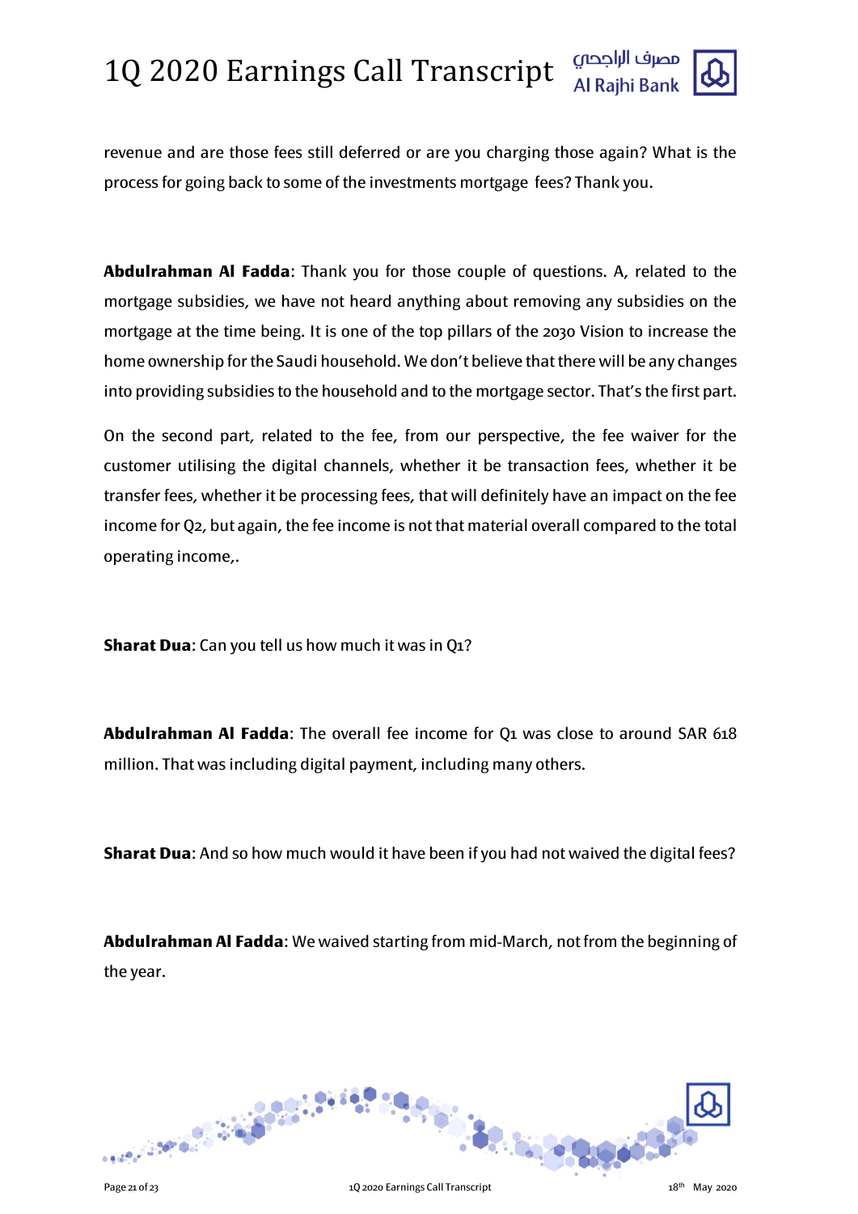revenue and are those fees still deferred or are you charging those again? What is the process for going back to some of the investments mortgage fees? Thank you.

**Abdulrahman Al Fadda**: Thank you for those couple of questions. A, related to the mortgage subsidies, we have not heard anything about removing any subsidies on the mortgage at the time being. It is one of the top pillars of the 2030 Vision to increase the home ownership for the Saudi household. We don't believe that there will be any changes into providing subsidies to the household and to the mortgage sector. That's the first part.

On the second part, related to the fee, from our perspective, the fee waiver for the customer utilising the digital channels, whether it be transaction fees, whether it be transfer fees, whether it be processing fees, that will definitely have an impact on the fee income for Q2, but again, the fee income is not that material overall compared to the total operating income,.

**Sharat Dua**: Can you tell us how much it was in Q1?

**Abdulrahman Al Fadda**: The overall fee income for Q1 was close to around SAR 618 million. That was including digital payment, including many others.

**Sharat Dua**: And so how much would it have been if you had not waived the digital fees?

**Abdulrahman Al Fadda**: We waived starting from mid-March, not from the beginning of the year.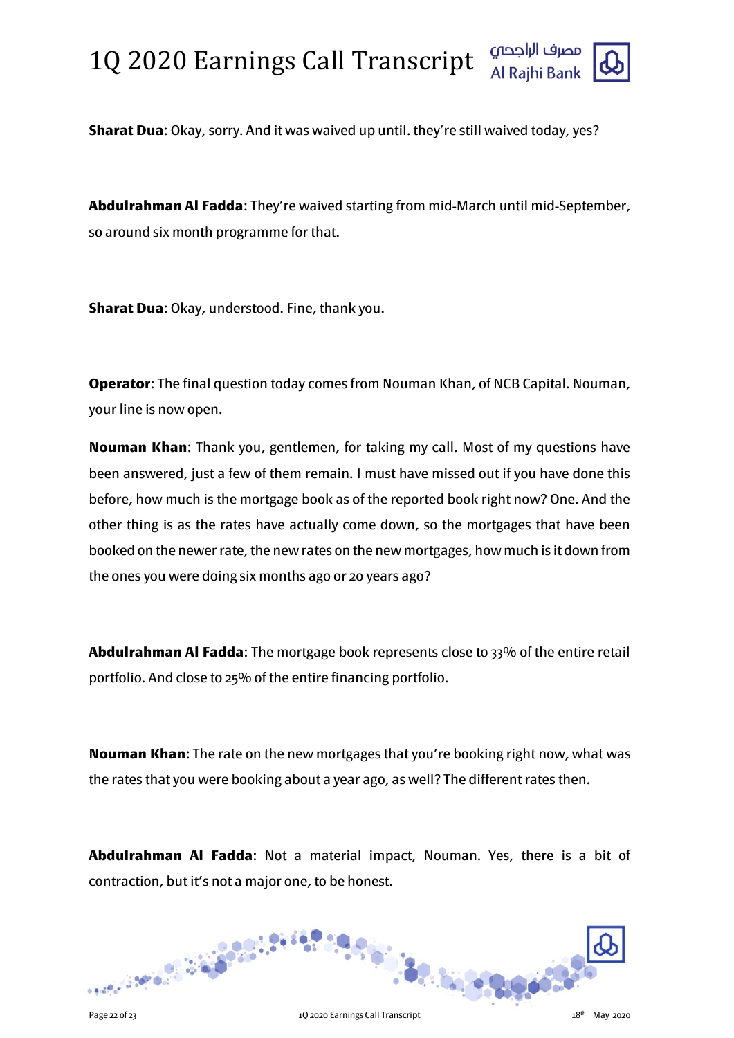**Sharat Dua**: Okay, sorry. And it was waived up until. they're still waived today, yes?

**Abdulrahman Al Fadda**: They're waived starting from mid-March until mid-September, so around six month programme for that.

**Sharat Dua**: Okay, understood. Fine, thank you.

**Operator**: The final question today comes from Nouman Khan, of NCB Capital. Nouman, your line is now open.

**Nouman Khan**: Thank you, gentlemen, for taking my call. Most of my questions have been answered, just a few of them remain. I must have missed out if you have done this before, how much is the mortgage book as of the reported book right now? One. And the other thing is as the rates have actually come down, so the mortgages that have been booked on the newer rate, the new rates on the new mortgages, how much is it down from the ones you were doing six months ago or 20 years ago?

**Abdulrahman Al Fadda**: The mortgage book represents close to 33% of the entire retail portfolio. And close to 25% of the entire financing portfolio.

**Nouman Khan**: The rate on the new mortgages that you're booking right now, what was the rates that you were booking about a year ago, as well? The different rates then.

**Abdulrahman Al Fadda**: Not a material impact, Nouman. Yes, there is a bit of contraction, but it's not a major one, to be honest.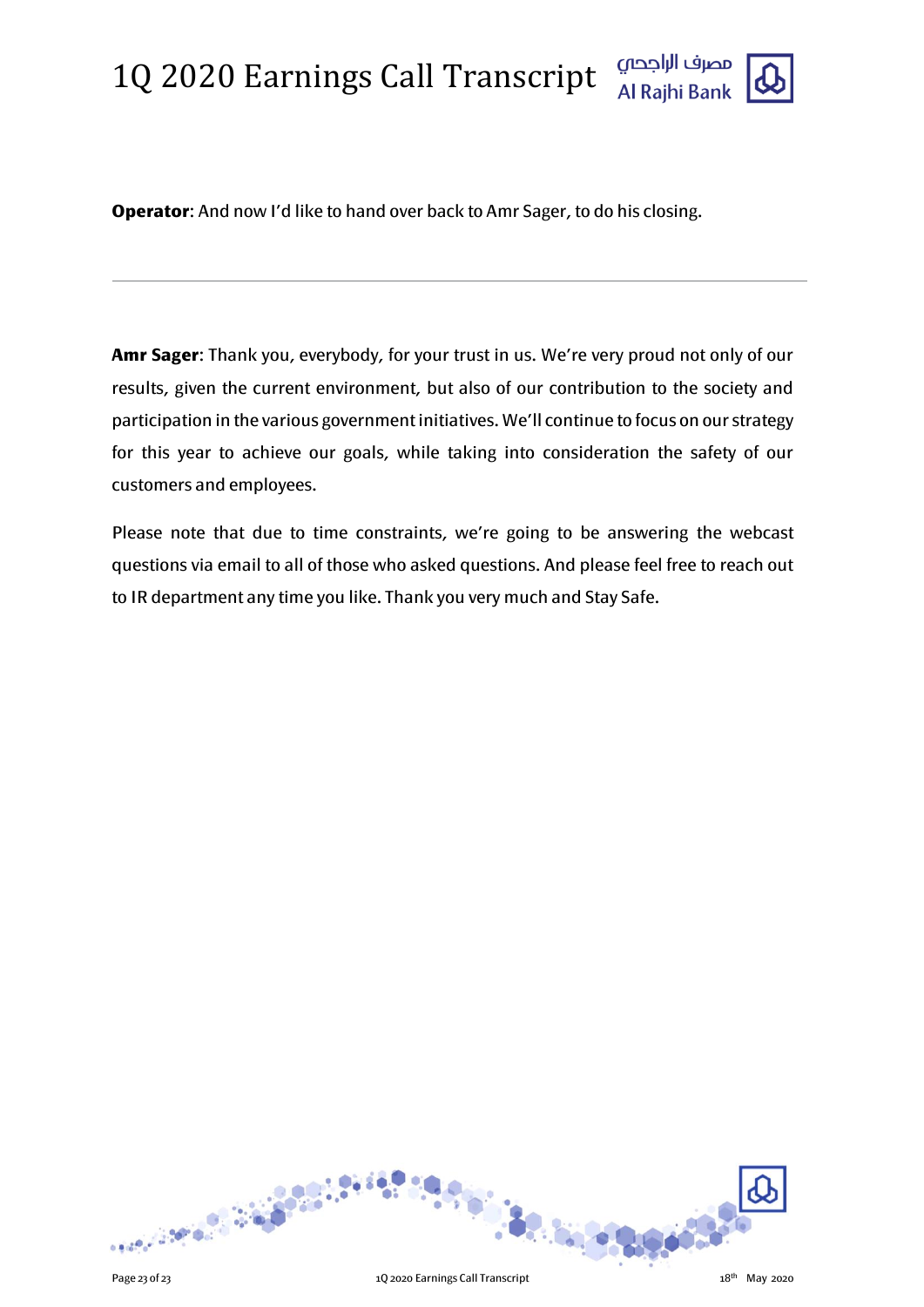**Operator**: And now I'd like to hand over back to Amr Sager, to do his closing.

---

**Amr Sager**: Thank you, everybody, for your trust in us. We're very proud not only of our results, given the current environment, but also of our contribution to the society and participation in the various government initiatives. We'll continue to focus on our strategy for this year to achieve our goals, while taking into consideration the safety of our customers and employees.

Please note that due to time constraints, we're going to be answering the webcast questions via email to all of those who asked questions. And please feel free to reach out to IR department any time you like. Thank you very much and Stay Safe.